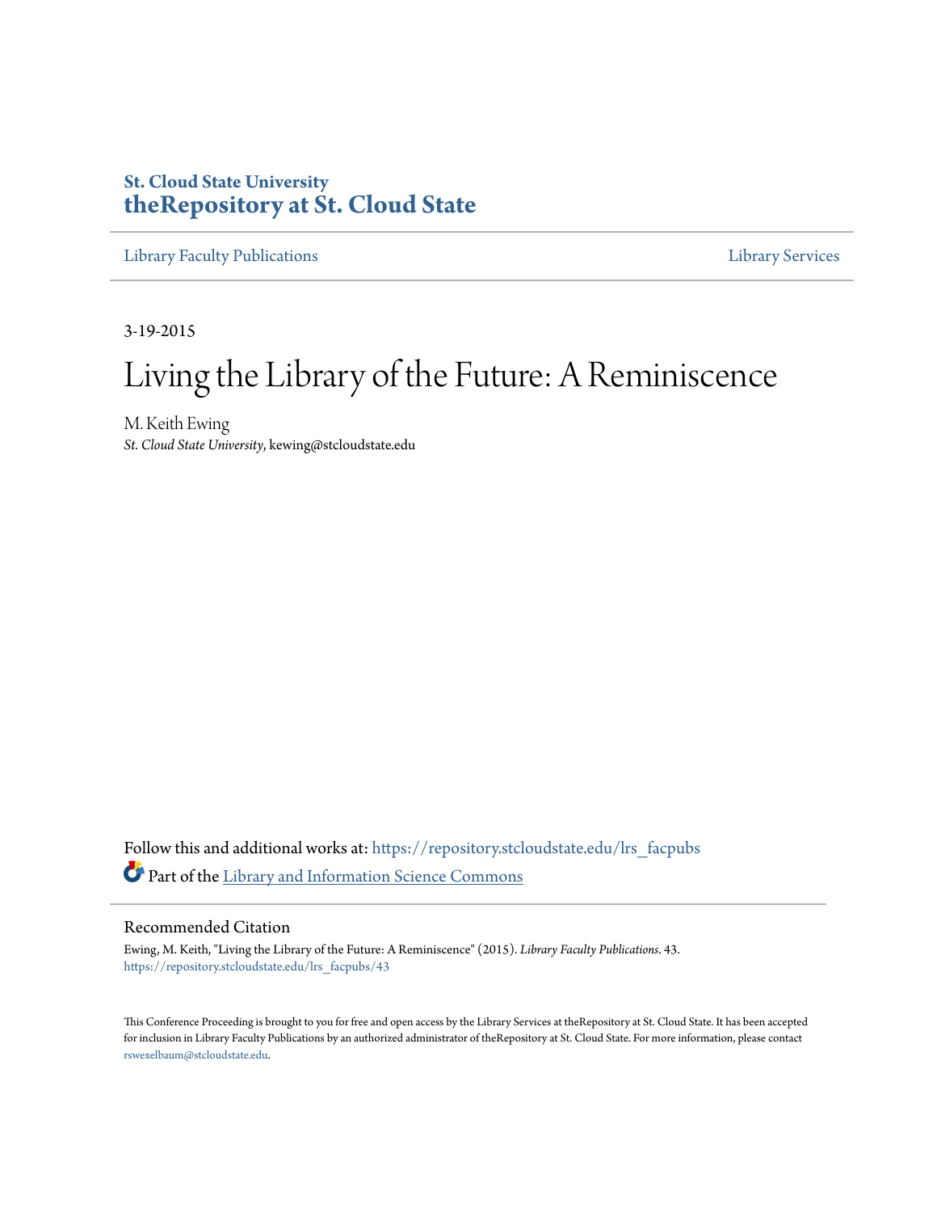St. Cloud State University
**theRepository at St. Cloud State**

Library Faculty Publications | Library Services

3-19-2015

# Living the Library of the Future: A Reminiscence

M. Keith Ewing
*St. Cloud State University*, kewing@stcloudstate.edu

Follow this and additional works at: https://repository.stcloudstate.edu/lrs_facpubs

Part of the Library and Information Science Commons

## Recommended Citation

Ewing, M. Keith, "Living the Library of the Future: A Reminiscence" (2015). *Library Faculty Publications*. 43.
https://repository.stcloudstate.edu/lrs_facpubs/43

This Conference Proceeding is brought to you for free and open access by the Library Services at theRepository at St. Cloud State. It has been accepted for inclusion in Library Faculty Publications by an authorized administrator of theRepository at St. Cloud State. For more information, please contact rswexelbaum@stcloudstate.edu.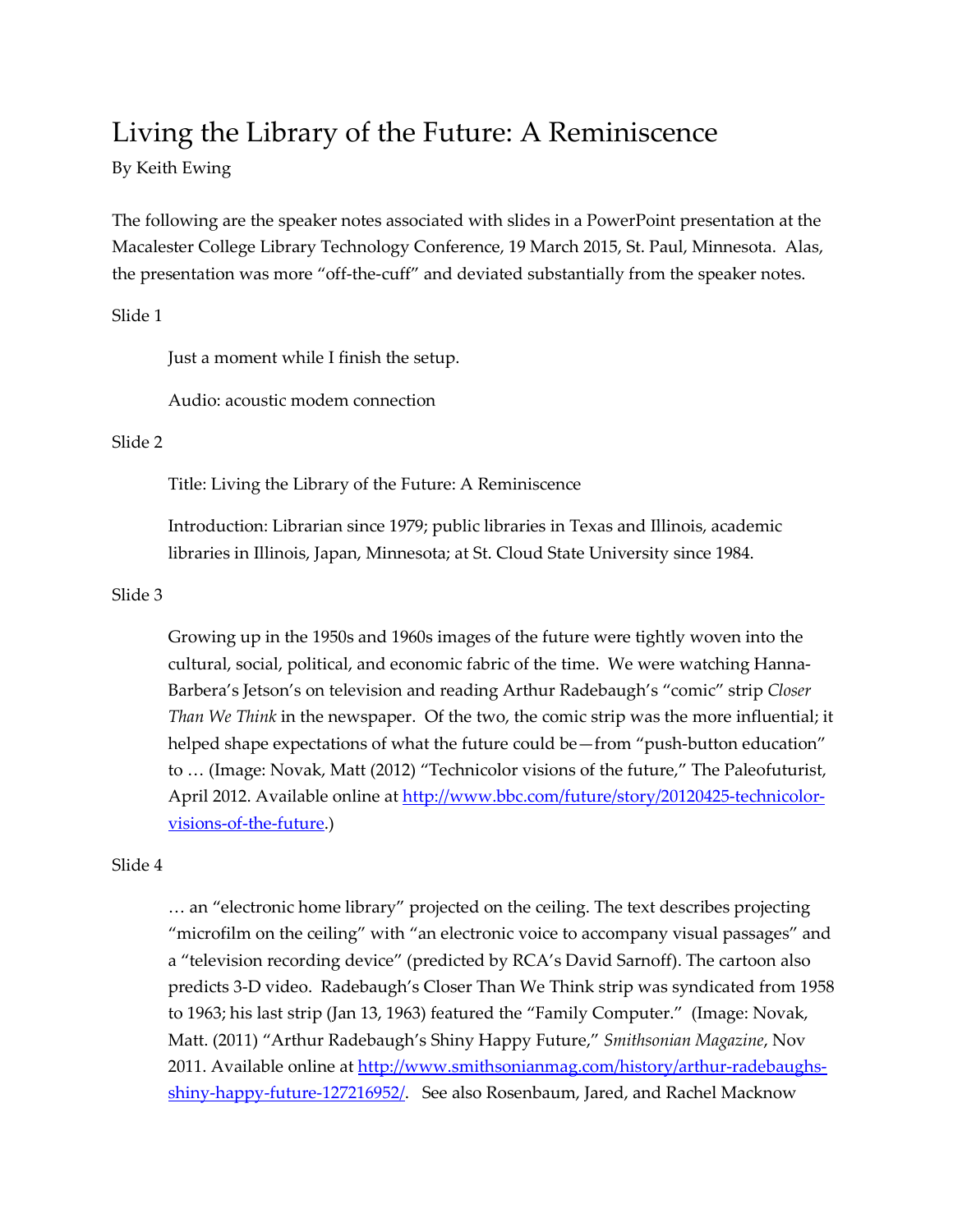# Living the Library of the Future: A Reminiscence

By Keith Ewing

The following are the speaker notes associated with slides in a PowerPoint presentation at the Macalester College Library Technology Conference, 19 March 2015, St. Paul, Minnesota. Alas, the presentation was more "off-the-cuff" and deviated substantially from the speaker notes.

Slide 1

> Just a moment while I finish the setup.
>
> Audio: acoustic modem connection

Slide 2

> Title: Living the Library of the Future: A Reminiscence
>
> Introduction: Librarian since 1979; public libraries in Texas and Illinois, academic libraries in Illinois, Japan, Minnesota; at St. Cloud State University since 1984.

Slide 3

> Growing up in the 1950s and 1960s images of the future were tightly woven into the cultural, social, political, and economic fabric of the time. We were watching Hanna-Barbera's Jetson's on television and reading Arthur Radebaugh's "comic" strip *Closer Than We Think* in the newspaper. Of the two, the comic strip was the more influential; it helped shape expectations of what the future could be—from "push-button education" to … (Image: Novak, Matt (2012) "Technicolor visions of the future," The Paleofuturist, April 2012. Available online at [http://www.bbc.com/future/story/20120425-technicolor-visions-of-the-future](http://www.bbc.com/future/story/20120425-technicolor-visions-of-the-future).)

Slide 4

> … an "electronic home library" projected on the ceiling. The text describes projecting "microfilm on the ceiling" with "an electronic voice to accompany visual passages" and a "television recording device" (predicted by RCA's David Sarnoff). The cartoon also predicts 3-D video. Radebaugh's Closer Than We Think strip was syndicated from 1958 to 1963; his last strip (Jan 13, 1963) featured the "Family Computer." (Image: Novak, Matt. (2011) "Arthur Radebaugh's Shiny Happy Future," *Smithsonian Magazine*, Nov 2011. Available online at [http://www.smithsonianmag.com/history/arthur-radebaughs-shiny-happy-future-127216952/](http://www.smithsonianmag.com/history/arthur-radebaughs-shiny-happy-future-127216952/). See also Rosenbaum, Jared, and Rachel Macknow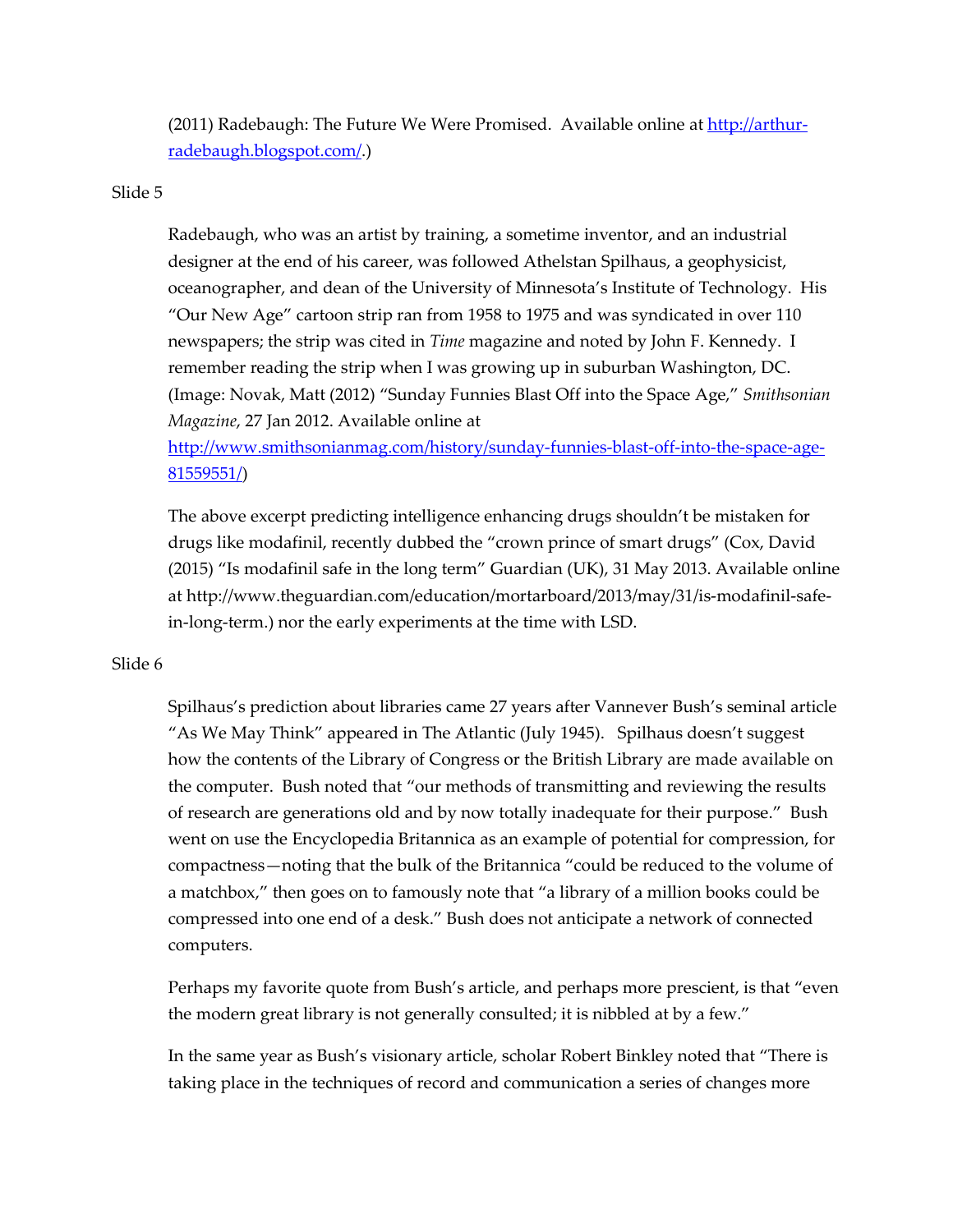(2011) Radebaugh: The Future We Were Promised. Available online at [http://arthur-radebaugh.blogspot.com/](http://arthur-radebaugh.blogspot.com/).)

Slide 5

Radebaugh, who was an artist by training, a sometime inventor, and an industrial designer at the end of his career, was followed Athelstan Spilhaus, a geophysicist, oceanographer, and dean of the University of Minnesota's Institute of Technology. His "Our New Age" cartoon strip ran from 1958 to 1975 and was syndicated in over 110 newspapers; the strip was cited in *Time* magazine and noted by John F. Kennedy. I remember reading the strip when I was growing up in suburban Washington, DC. (Image: Novak, Matt (2012) "Sunday Funnies Blast Off into the Space Age," *Smithsonian Magazine*, 27 Jan 2012. Available online at [http://www.smithsonianmag.com/history/sunday-funnies-blast-off-into-the-space-age-81559551/](http://www.smithsonianmag.com/history/sunday-funnies-blast-off-into-the-space-age-81559551/))

The above excerpt predicting intelligence enhancing drugs shouldn't be mistaken for drugs like modafinil, recently dubbed the "crown prince of smart drugs" (Cox, David (2015) "Is modafinil safe in the long term" Guardian (UK), 31 May 2013. Available online at http://www.theguardian.com/education/mortarboard/2013/may/31/is-modafinil-safe-in-long-term.) nor the early experiments at the time with LSD.

Slide 6

Spilhaus's prediction about libraries came 27 years after Vannever Bush's seminal article "As We May Think" appeared in The Atlantic (July 1945). Spilhaus doesn't suggest how the contents of the Library of Congress or the British Library are made available on the computer. Bush noted that "our methods of transmitting and reviewing the results of research are generations old and by now totally inadequate for their purpose." Bush went on use the Encyclopedia Britannica as an example of potential for compression, for compactness—noting that the bulk of the Britannica "could be reduced to the volume of a matchbox," then goes on to famously note that "a library of a million books could be compressed into one end of a desk." Bush does not anticipate a network of connected computers.

Perhaps my favorite quote from Bush's article, and perhaps more prescient, is that "even the modern great library is not generally consulted; it is nibbled at by a few."

In the same year as Bush's visionary article, scholar Robert Binkley noted that "There is taking place in the techniques of record and communication a series of changes more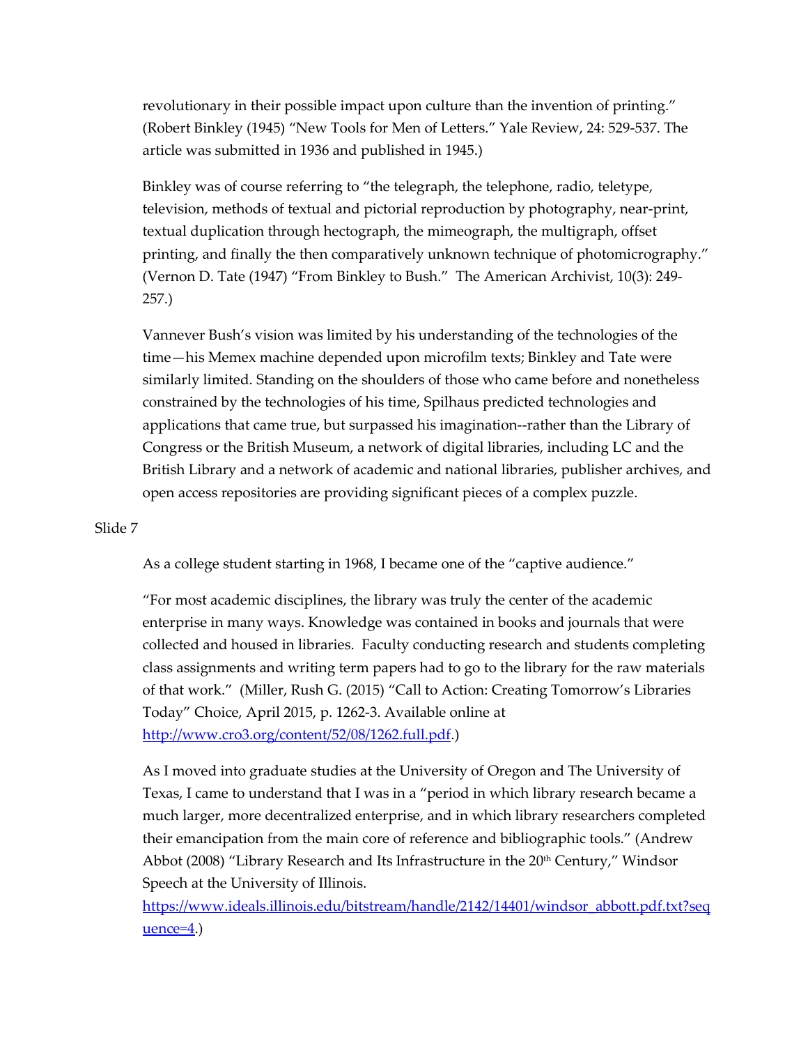revolutionary in their possible impact upon culture than the invention of printing." (Robert Binkley (1945) "New Tools for Men of Letters." Yale Review, 24: 529-537. The article was submitted in 1936 and published in 1945.)

Binkley was of course referring to "the telegraph, the telephone, radio, teletype, television, methods of textual and pictorial reproduction by photography, near-print, textual duplication through hectograph, the mimeograph, the multigraph, offset printing, and finally the then comparatively unknown technique of photomicrography." (Vernon D. Tate (1947) "From Binkley to Bush." The American Archivist, 10(3): 249-257.)

Vannever Bush's vision was limited by his understanding of the technologies of the time—his Memex machine depended upon microfilm texts; Binkley and Tate were similarly limited. Standing on the shoulders of those who came before and nonetheless constrained by the technologies of his time, Spilhaus predicted technologies and applications that came true, but surpassed his imagination--rather than the Library of Congress or the British Museum, a network of digital libraries, including LC and the British Library and a network of academic and national libraries, publisher archives, and open access repositories are providing significant pieces of a complex puzzle.

Slide 7

As a college student starting in 1968, I became one of the "captive audience."

"For most academic disciplines, the library was truly the center of the academic enterprise in many ways. Knowledge was contained in books and journals that were collected and housed in libraries. Faculty conducting research and students completing class assignments and writing term papers had to go to the library for the raw materials of that work." (Miller, Rush G. (2015) "Call to Action: Creating Tomorrow's Libraries Today" Choice, April 2015, p. 1262-3. Available online at [http://www.cro3.org/content/52/08/1262.full.pdf](http://www.cro3.org/content/52/08/1262.full.pdf).)

As I moved into graduate studies at the University of Oregon and The University of Texas, I came to understand that I was in a "period in which library research became a much larger, more decentralized enterprise, and in which library researchers completed their emancipation from the main core of reference and bibliographic tools." (Andrew Abbot (2008) "Library Research and Its Infrastructure in the 20th Century," Windsor Speech at the University of Illinois. [https://www.ideals.illinois.edu/bitstream/handle/2142/14401/windsor_abbott.pdf.txt?sequence=4](https://www.ideals.illinois.edu/bitstream/handle/2142/14401/windsor_abbott.pdf.txt?sequence=4).)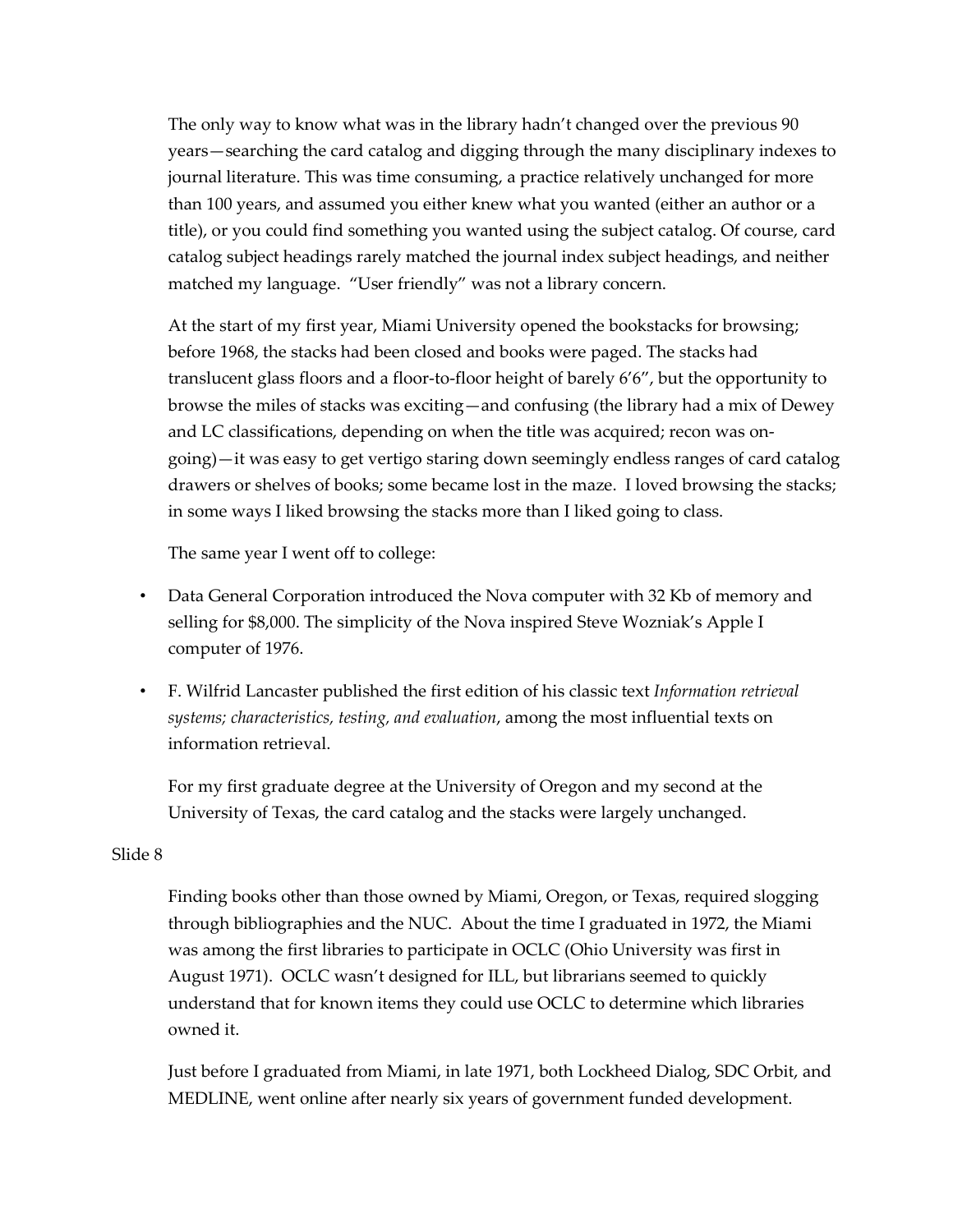The only way to know what was in the library hadn't changed over the previous 90 years—searching the card catalog and digging through the many disciplinary indexes to journal literature. This was time consuming, a practice relatively unchanged for more than 100 years, and assumed you either knew what you wanted (either an author or a title), or you could find something you wanted using the subject catalog. Of course, card catalog subject headings rarely matched the journal index subject headings, and neither matched my language. "User friendly" was not a library concern.

At the start of my first year, Miami University opened the bookstacks for browsing; before 1968, the stacks had been closed and books were paged. The stacks had translucent glass floors and a floor-to-floor height of barely 6'6", but the opportunity to browse the miles of stacks was exciting—and confusing (the library had a mix of Dewey and LC classifications, depending on when the title was acquired; recon was on-going)—it was easy to get vertigo staring down seemingly endless ranges of card catalog drawers or shelves of books; some became lost in the maze. I loved browsing the stacks; in some ways I liked browsing the stacks more than I liked going to class.

The same year I went off to college:

- Data General Corporation introduced the Nova computer with 32 Kb of memory and selling for $8,000. The simplicity of the Nova inspired Steve Wozniak's Apple I computer of 1976.
- F. Wilfrid Lancaster published the first edition of his classic text *Information retrieval systems; characteristics, testing, and evaluation*, among the most influential texts on information retrieval.

For my first graduate degree at the University of Oregon and my second at the University of Texas, the card catalog and the stacks were largely unchanged.

Slide 8

Finding books other than those owned by Miami, Oregon, or Texas, required slogging through bibliographies and the NUC. About the time I graduated in 1972, the Miami was among the first libraries to participate in OCLC (Ohio University was first in August 1971). OCLC wasn't designed for ILL, but librarians seemed to quickly understand that for known items they could use OCLC to determine which libraries owned it.

Just before I graduated from Miami, in late 1971, both Lockheed Dialog, SDC Orbit, and MEDLINE, went online after nearly six years of government funded development.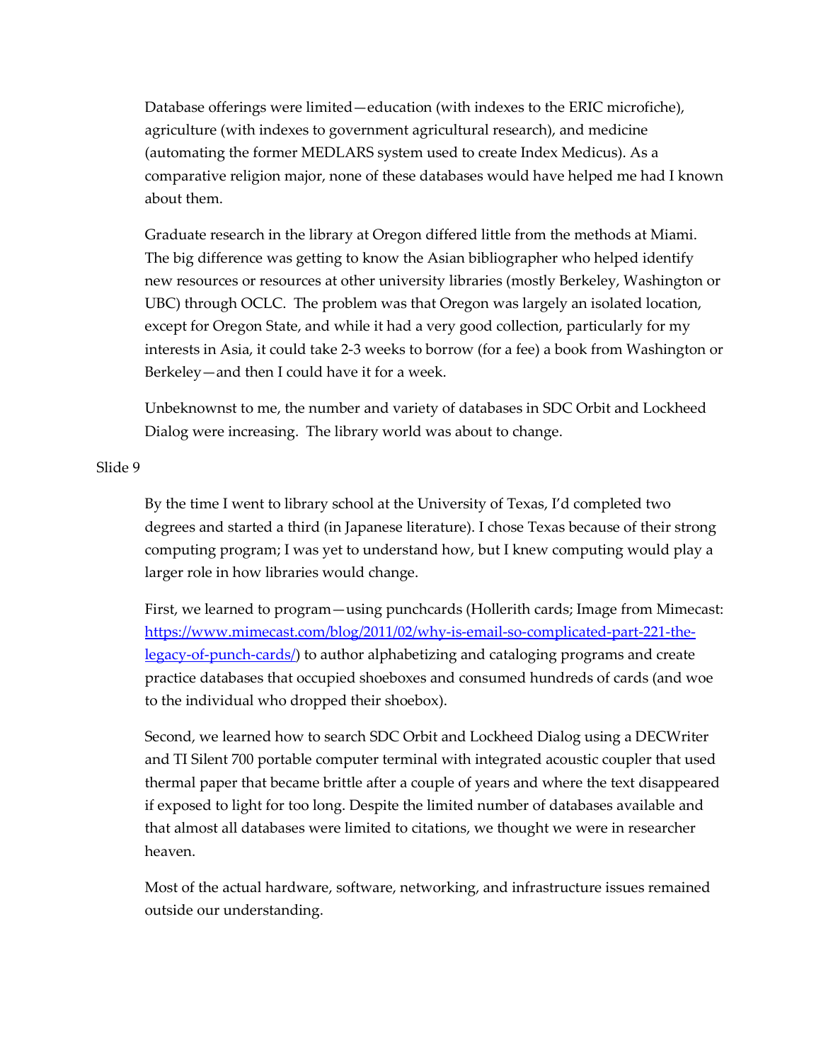Database offerings were limited—education (with indexes to the ERIC microfiche), agriculture (with indexes to government agricultural research), and medicine (automating the former MEDLARS system used to create Index Medicus). As a comparative religion major, none of these databases would have helped me had I known about them.

Graduate research in the library at Oregon differed little from the methods at Miami. The big difference was getting to know the Asian bibliographer who helped identify new resources or resources at other university libraries (mostly Berkeley, Washington or UBC) through OCLC. The problem was that Oregon was largely an isolated location, except for Oregon State, and while it had a very good collection, particularly for my interests in Asia, it could take 2-3 weeks to borrow (for a fee) a book from Washington or Berkeley—and then I could have it for a week.

Unbeknownst to me, the number and variety of databases in SDC Orbit and Lockheed Dialog were increasing. The library world was about to change.

Slide 9

By the time I went to library school at the University of Texas, I'd completed two degrees and started a third (in Japanese literature). I chose Texas because of their strong computing program; I was yet to understand how, but I knew computing would play a larger role in how libraries would change.

First, we learned to program—using punchcards (Hollerith cards; Image from Mimecast: [https://www.mimecast.com/blog/2011/02/why-is-email-so-complicated-part-221-the-legacy-of-punch-cards/](https://www.mimecast.com/blog/2011/02/why-is-email-so-complicated-part-221-the-legacy-of-punch-cards/)) to author alphabetizing and cataloging programs and create practice databases that occupied shoeboxes and consumed hundreds of cards (and woe to the individual who dropped their shoebox).

Second, we learned how to search SDC Orbit and Lockheed Dialog using a DECWriter and TI Silent 700 portable computer terminal with integrated acoustic coupler that used thermal paper that became brittle after a couple of years and where the text disappeared if exposed to light for too long. Despite the limited number of databases available and that almost all databases were limited to citations, we thought we were in researcher heaven.

Most of the actual hardware, software, networking, and infrastructure issues remained outside our understanding.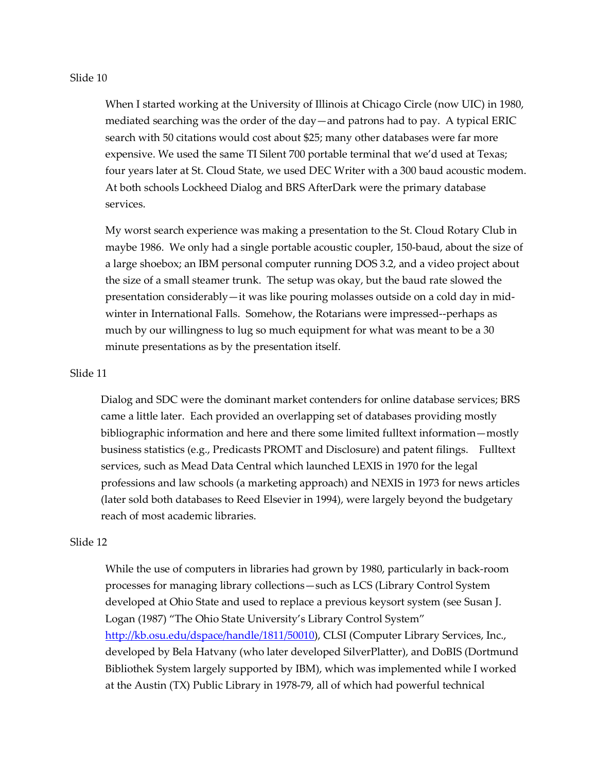Slide 10

When I started working at the University of Illinois at Chicago Circle (now UIC) in 1980, mediated searching was the order of the day—and patrons had to pay. A typical ERIC search with 50 citations would cost about $25; many other databases were far more expensive. We used the same TI Silent 700 portable terminal that we'd used at Texas; four years later at St. Cloud State, we used DEC Writer with a 300 baud acoustic modem. At both schools Lockheed Dialog and BRS AfterDark were the primary database services.

My worst search experience was making a presentation to the St. Cloud Rotary Club in maybe 1986. We only had a single portable acoustic coupler, 150-baud, about the size of a large shoebox; an IBM personal computer running DOS 3.2, and a video project about the size of a small steamer trunk. The setup was okay, but the baud rate slowed the presentation considerably—it was like pouring molasses outside on a cold day in mid-winter in International Falls. Somehow, the Rotarians were impressed--perhaps as much by our willingness to lug so much equipment for what was meant to be a 30 minute presentations as by the presentation itself.

Slide 11

Dialog and SDC were the dominant market contenders for online database services; BRS came a little later. Each provided an overlapping set of databases providing mostly bibliographic information and here and there some limited fulltext information—mostly business statistics (e.g., Predicasts PROMT and Disclosure) and patent filings. Fulltext services, such as Mead Data Central which launched LEXIS in 1970 for the legal professions and law schools (a marketing approach) and NEXIS in 1973 for news articles (later sold both databases to Reed Elsevier in 1994), were largely beyond the budgetary reach of most academic libraries.

Slide 12

While the use of computers in libraries had grown by 1980, particularly in back-room processes for managing library collections—such as LCS (Library Control System developed at Ohio State and used to replace a previous keysort system (see Susan J. Logan (1987) "The Ohio State University's Library Control System" [http://kb.osu.edu/dspace/handle/1811/50010](http://kb.osu.edu/dspace/handle/1811/50010)), CLSI (Computer Library Services, Inc., developed by Bela Hatvany (who later developed SilverPlatter), and DoBIS (Dortmund Bibliothek System largely supported by IBM), which was implemented while I worked at the Austin (TX) Public Library in 1978-79, all of which had powerful technical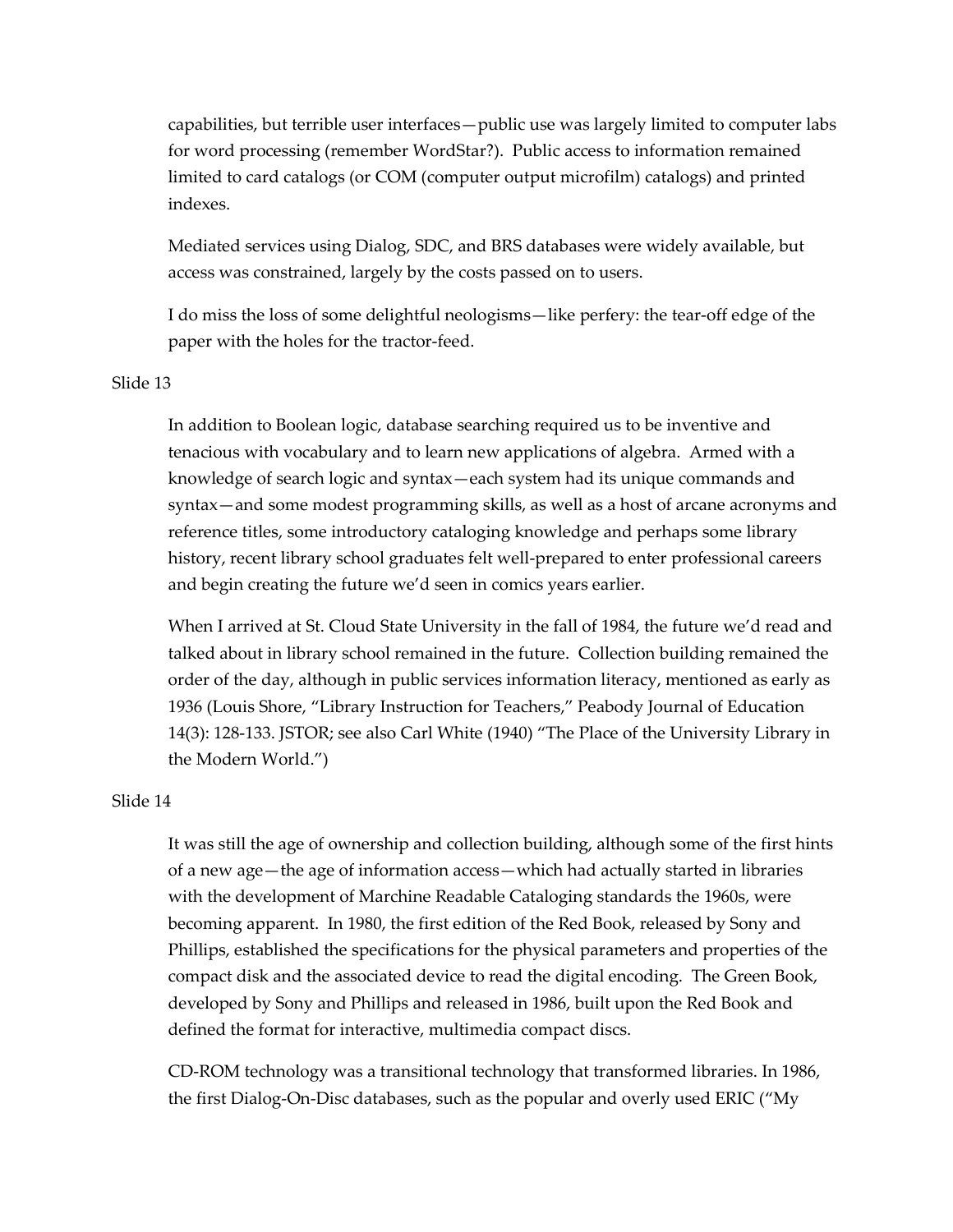capabilities, but terrible user interfaces—public use was largely limited to computer labs for word processing (remember WordStar?). Public access to information remained limited to card catalogs (or COM (computer output microfilm) catalogs) and printed indexes.

Mediated services using Dialog, SDC, and BRS databases were widely available, but access was constrained, largely by the costs passed on to users.

I do miss the loss of some delightful neologisms—like perfery: the tear-off edge of the paper with the holes for the tractor-feed.

Slide 13

In addition to Boolean logic, database searching required us to be inventive and tenacious with vocabulary and to learn new applications of algebra. Armed with a knowledge of search logic and syntax—each system had its unique commands and syntax—and some modest programming skills, as well as a host of arcane acronyms and reference titles, some introductory cataloging knowledge and perhaps some library history, recent library school graduates felt well-prepared to enter professional careers and begin creating the future we'd seen in comics years earlier.

When I arrived at St. Cloud State University in the fall of 1984, the future we'd read and talked about in library school remained in the future. Collection building remained the order of the day, although in public services information literacy, mentioned as early as 1936 (Louis Shore, "Library Instruction for Teachers," Peabody Journal of Education 14(3): 128-133. JSTOR; see also Carl White (1940) "The Place of the University Library in the Modern World.")

Slide 14

It was still the age of ownership and collection building, although some of the first hints of a new age—the age of information access—which had actually started in libraries with the development of Marchine Readable Cataloging standards the 1960s, were becoming apparent. In 1980, the first edition of the Red Book, released by Sony and Phillips, established the specifications for the physical parameters and properties of the compact disk and the associated device to read the digital encoding. The Green Book, developed by Sony and Phillips and released in 1986, built upon the Red Book and defined the format for interactive, multimedia compact discs.

CD-ROM technology was a transitional technology that transformed libraries. In 1986, the first Dialog-On-Disc databases, such as the popular and overly used ERIC ("My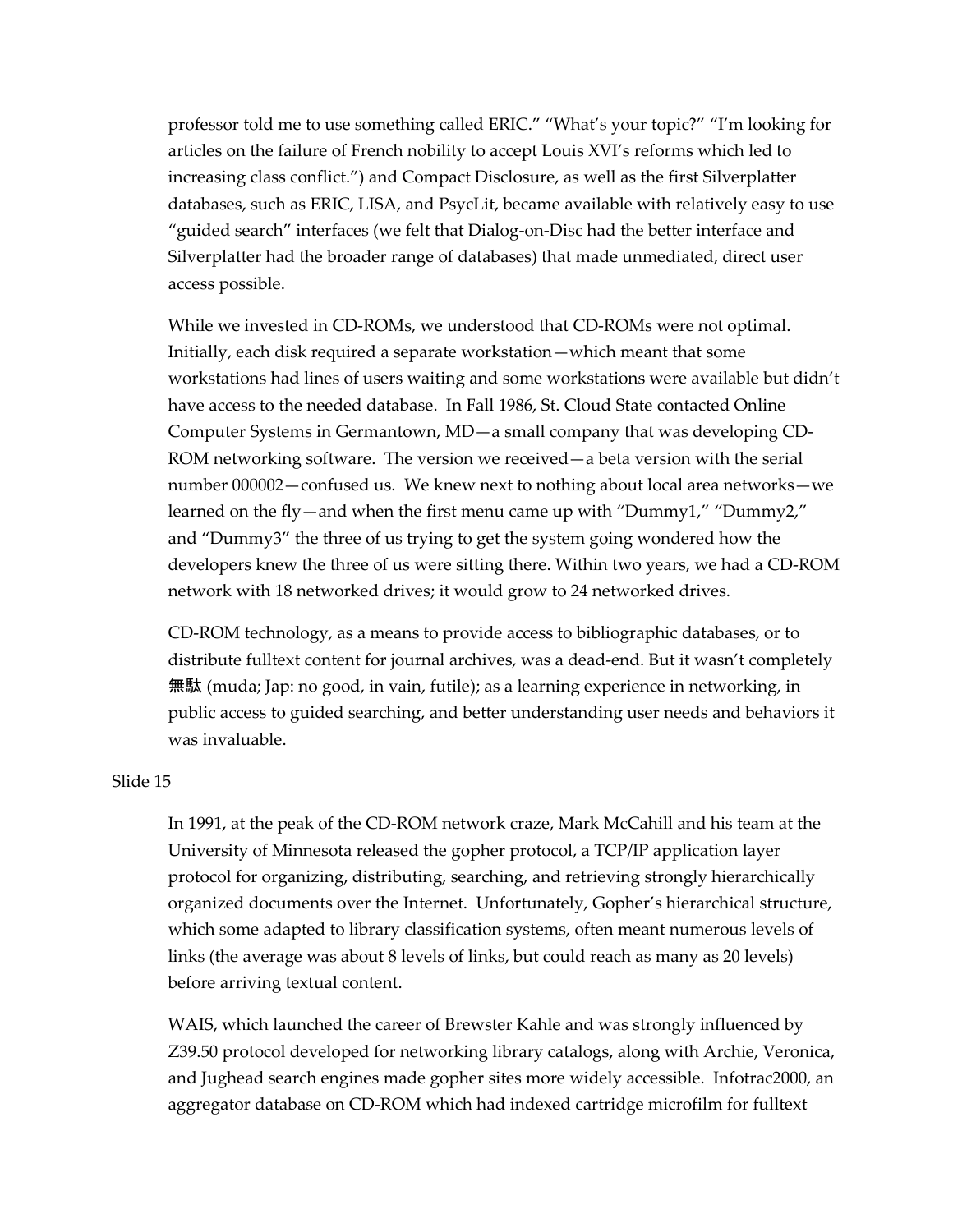professor told me to use something called ERIC." "What's your topic?" "I'm looking for articles on the failure of French nobility to accept Louis XVI's reforms which led to increasing class conflict.") and Compact Disclosure, as well as the first Silverplatter databases, such as ERIC, LISA, and PsycLit, became available with relatively easy to use "guided search" interfaces (we felt that Dialog-on-Disc had the better interface and Silverplatter had the broader range of databases) that made unmediated, direct user access possible.

While we invested in CD-ROMs, we understood that CD-ROMs were not optimal. Initially, each disk required a separate workstation—which meant that some workstations had lines of users waiting and some workstations were available but didn't have access to the needed database. In Fall 1986, St. Cloud State contacted Online Computer Systems in Germantown, MD—a small company that was developing CD-ROM networking software. The version we received—a beta version with the serial number 000002—confused us. We knew next to nothing about local area networks—we learned on the fly—and when the first menu came up with "Dummy1," "Dummy2," and "Dummy3" the three of us trying to get the system going wondered how the developers knew the three of us were sitting there. Within two years, we had a CD-ROM network with 18 networked drives; it would grow to 24 networked drives.

CD-ROM technology, as a means to provide access to bibliographic databases, or to distribute fulltext content for journal archives, was a dead-end. But it wasn't completely 無駄 (muda; Jap: no good, in vain, futile); as a learning experience in networking, in public access to guided searching, and better understanding user needs and behaviors it was invaluable.

Slide 15

In 1991, at the peak of the CD-ROM network craze, Mark McCahill and his team at the University of Minnesota released the gopher protocol, a TCP/IP application layer protocol for organizing, distributing, searching, and retrieving strongly hierarchically organized documents over the Internet. Unfortunately, Gopher's hierarchical structure, which some adapted to library classification systems, often meant numerous levels of links (the average was about 8 levels of links, but could reach as many as 20 levels) before arriving textual content.

WAIS, which launched the career of Brewster Kahle and was strongly influenced by Z39.50 protocol developed for networking library catalogs, along with Archie, Veronica, and Jughead search engines made gopher sites more widely accessible. Infotrac2000, an aggregator database on CD-ROM which had indexed cartridge microfilm for fulltext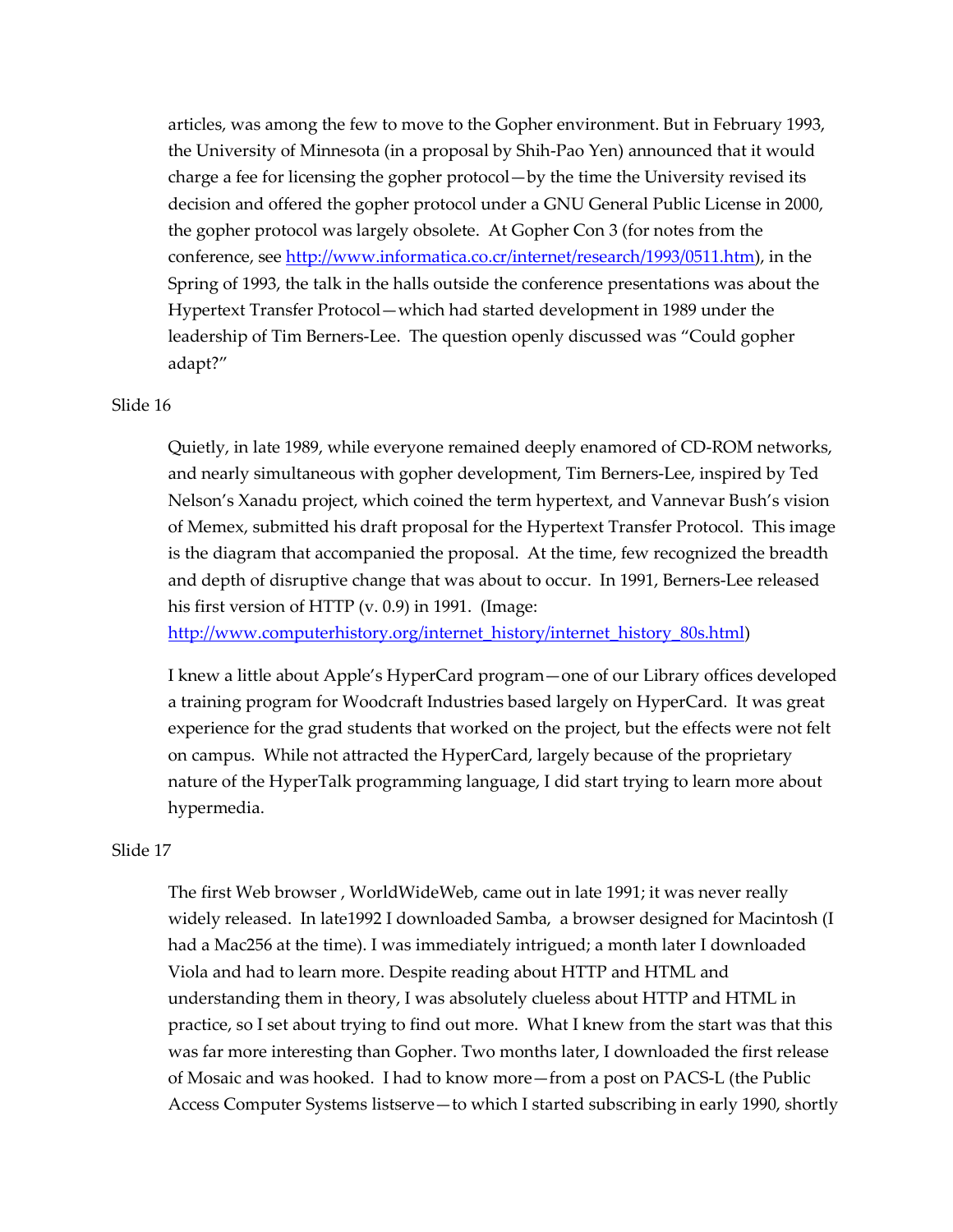articles, was among the few to move to the Gopher environment. But in February 1993, the University of Minnesota (in a proposal by Shih-Pao Yen) announced that it would charge a fee for licensing the gopher protocol—by the time the University revised its decision and offered the gopher protocol under a GNU General Public License in 2000, the gopher protocol was largely obsolete. At Gopher Con 3 (for notes from the conference, see http://www.informatica.co.cr/internet/research/1993/0511.htm), in the Spring of 1993, the talk in the halls outside the conference presentations was about the Hypertext Transfer Protocol—which had started development in 1989 under the leadership of Tim Berners-Lee. The question openly discussed was "Could gopher adapt?"

Slide 16

Quietly, in late 1989, while everyone remained deeply enamored of CD-ROM networks, and nearly simultaneous with gopher development, Tim Berners-Lee, inspired by Ted Nelson's Xanadu project, which coined the term hypertext, and Vannevar Bush's vision of Memex, submitted his draft proposal for the Hypertext Transfer Protocol. This image is the diagram that accompanied the proposal. At the time, few recognized the breadth and depth of disruptive change that was about to occur. In 1991, Berners-Lee released his first version of HTTP (v. 0.9) in 1991. (Image: http://www.computerhistory.org/internet_history/internet_history_80s.html)

I knew a little about Apple's HyperCard program—one of our Library offices developed a training program for Woodcraft Industries based largely on HyperCard. It was great experience for the grad students that worked on the project, but the effects were not felt on campus. While not attracted the HyperCard, largely because of the proprietary nature of the HyperTalk programming language, I did start trying to learn more about hypermedia.

Slide 17

The first Web browser , WorldWideWeb, came out in late 1991; it was never really widely released. In late1992 I downloaded Samba, a browser designed for Macintosh (I had a Mac256 at the time). I was immediately intrigued; a month later I downloaded Viola and had to learn more. Despite reading about HTTP and HTML and understanding them in theory, I was absolutely clueless about HTTP and HTML in practice, so I set about trying to find out more. What I knew from the start was that this was far more interesting than Gopher. Two months later, I downloaded the first release of Mosaic and was hooked. I had to know more—from a post on PACS-L (the Public Access Computer Systems listserve—to which I started subscribing in early 1990, shortly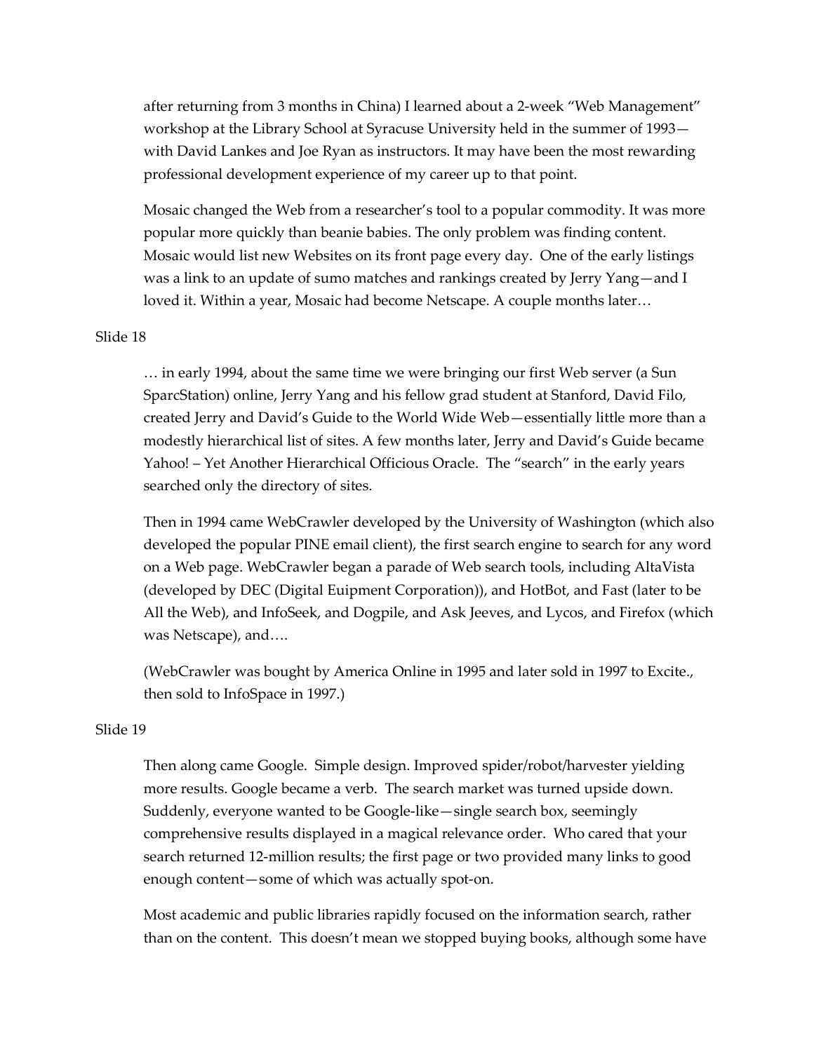after returning from 3 months in China) I learned about a 2-week "Web Management" workshop at the Library School at Syracuse University held in the summer of 1993—with David Lankes and Joe Ryan as instructors. It may have been the most rewarding professional development experience of my career up to that point.

Mosaic changed the Web from a researcher's tool to a popular commodity. It was more popular more quickly than beanie babies. The only problem was finding content. Mosaic would list new Websites on its front page every day. One of the early listings was a link to an update of sumo matches and rankings created by Jerry Yang—and I loved it. Within a year, Mosaic had become Netscape. A couple months later…

Slide 18

… in early 1994, about the same time we were bringing our first Web server (a Sun SparcStation) online, Jerry Yang and his fellow grad student at Stanford, David Filo, created Jerry and David's Guide to the World Wide Web—essentially little more than a modestly hierarchical list of sites. A few months later, Jerry and David's Guide became Yahoo! – Yet Another Hierarchical Officious Oracle. The "search" in the early years searched only the directory of sites.

Then in 1994 came WebCrawler developed by the University of Washington (which also developed the popular PINE email client), the first search engine to search for any word on a Web page. WebCrawler began a parade of Web search tools, including AltaVista (developed by DEC (Digital Euipment Corporation)), and HotBot, and Fast (later to be All the Web), and InfoSeek, and Dogpile, and Ask Jeeves, and Lycos, and Firefox (which was Netscape), and….

(WebCrawler was bought by America Online in 1995 and later sold in 1997 to Excite., then sold to InfoSpace in 1997.)

Slide 19

Then along came Google. Simple design. Improved spider/robot/harvester yielding more results. Google became a verb. The search market was turned upside down. Suddenly, everyone wanted to be Google-like—single search box, seemingly comprehensive results displayed in a magical relevance order. Who cared that your search returned 12-million results; the first page or two provided many links to good enough content—some of which was actually spot-on.

Most academic and public libraries rapidly focused on the information search, rather than on the content. This doesn't mean we stopped buying books, although some have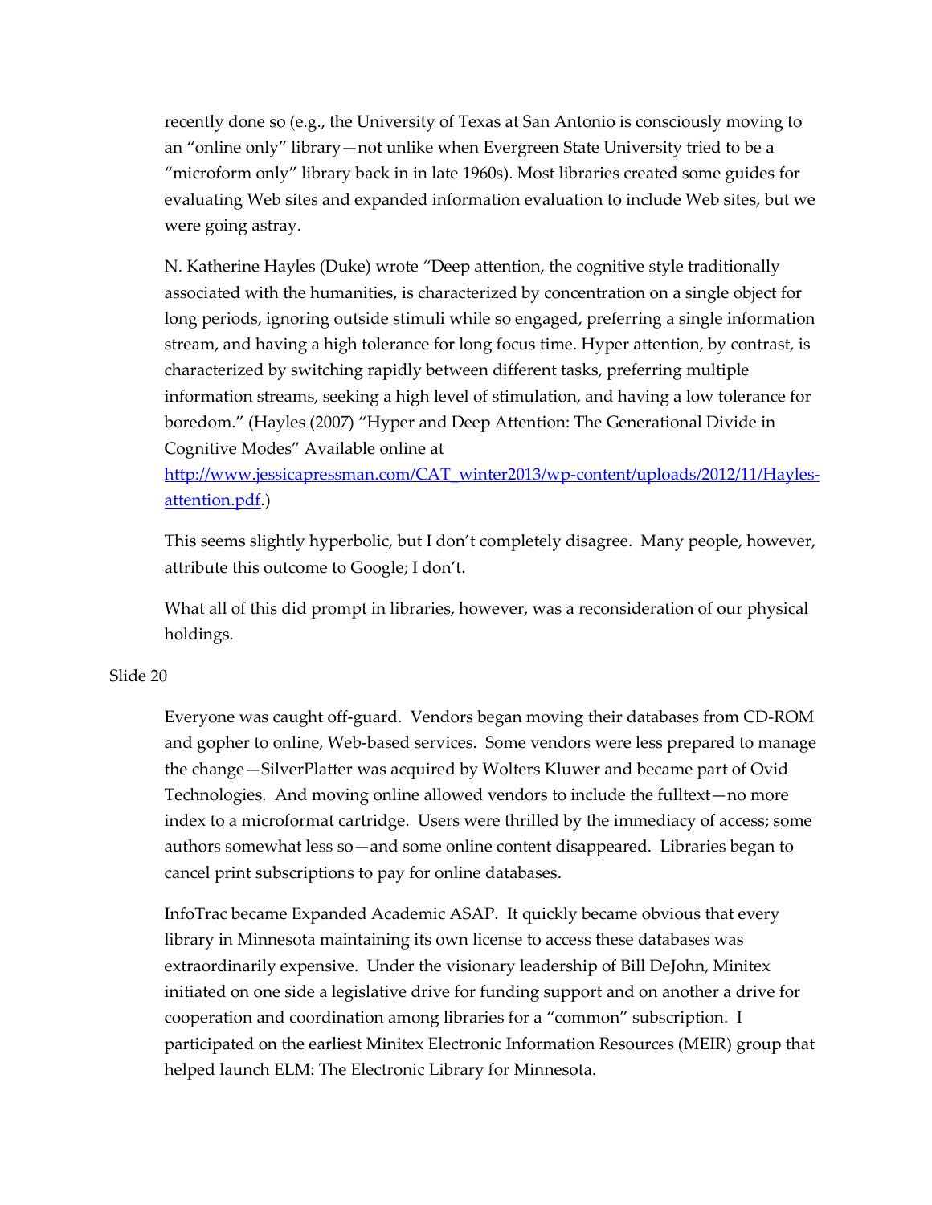recently done so (e.g., the University of Texas at San Antonio is consciously moving to an "online only" library—not unlike when Evergreen State University tried to be a "microform only" library back in in late 1960s). Most libraries created some guides for evaluating Web sites and expanded information evaluation to include Web sites, but we were going astray.

N. Katherine Hayles (Duke) wrote "Deep attention, the cognitive style traditionally associated with the humanities, is characterized by concentration on a single object for long periods, ignoring outside stimuli while so engaged, preferring a single information stream, and having a high tolerance for long focus time. Hyper attention, by contrast, is characterized by switching rapidly between different tasks, preferring multiple information streams, seeking a high level of stimulation, and having a low tolerance for boredom." (Hayles (2007) "Hyper and Deep Attention: The Generational Divide in Cognitive Modes" Available online at [http://www.jessicapressman.com/CAT_winter2013/wp-content/uploads/2012/11/Hayles-attention.pdf](http://www.jessicapressman.com/CAT_winter2013/wp-content/uploads/2012/11/Hayles-attention.pdf).)

This seems slightly hyperbolic, but I don't completely disagree. Many people, however, attribute this outcome to Google; I don't.

What all of this did prompt in libraries, however, was a reconsideration of our physical holdings.

Slide 20

Everyone was caught off-guard. Vendors began moving their databases from CD-ROM and gopher to online, Web-based services. Some vendors were less prepared to manage the change—SilverPlatter was acquired by Wolters Kluwer and became part of Ovid Technologies. And moving online allowed vendors to include the fulltext—no more index to a microformat cartridge. Users were thrilled by the immediacy of access; some authors somewhat less so—and some online content disappeared. Libraries began to cancel print subscriptions to pay for online databases.

InfoTrac became Expanded Academic ASAP. It quickly became obvious that every library in Minnesota maintaining its own license to access these databases was extraordinarily expensive. Under the visionary leadership of Bill DeJohn, Minitex initiated on one side a legislative drive for funding support and on another a drive for cooperation and coordination among libraries for a "common" subscription. I participated on the earliest Minitex Electronic Information Resources (MEIR) group that helped launch ELM: The Electronic Library for Minnesota.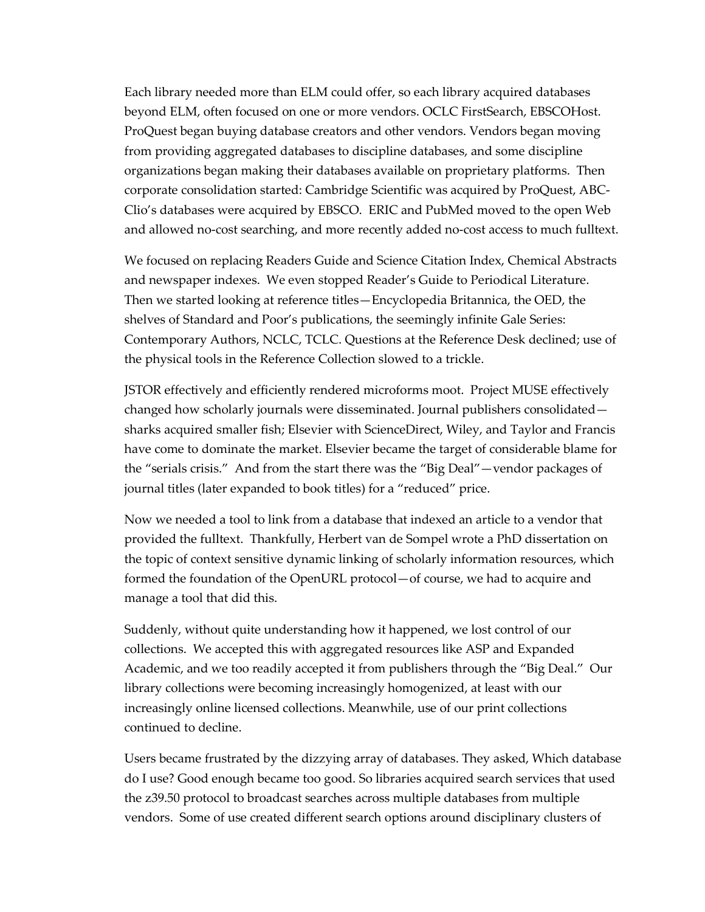Each library needed more than ELM could offer, so each library acquired databases beyond ELM, often focused on one or more vendors. OCLC FirstSearch, EBSCOHost. ProQuest began buying database creators and other vendors. Vendors began moving from providing aggregated databases to discipline databases, and some discipline organizations began making their databases available on proprietary platforms. Then corporate consolidation started: Cambridge Scientific was acquired by ProQuest, ABC-Clio's databases were acquired by EBSCO. ERIC and PubMed moved to the open Web and allowed no-cost searching, and more recently added no-cost access to much fulltext.

We focused on replacing Readers Guide and Science Citation Index, Chemical Abstracts and newspaper indexes. We even stopped Reader's Guide to Periodical Literature. Then we started looking at reference titles—Encyclopedia Britannica, the OED, the shelves of Standard and Poor's publications, the seemingly infinite Gale Series: Contemporary Authors, NCLC, TCLC. Questions at the Reference Desk declined; use of the physical tools in the Reference Collection slowed to a trickle.

JSTOR effectively and efficiently rendered microforms moot. Project MUSE effectively changed how scholarly journals were disseminated. Journal publishers consolidated—sharks acquired smaller fish; Elsevier with ScienceDirect, Wiley, and Taylor and Francis have come to dominate the market. Elsevier became the target of considerable blame for the "serials crisis." And from the start there was the "Big Deal"—vendor packages of journal titles (later expanded to book titles) for a "reduced" price.

Now we needed a tool to link from a database that indexed an article to a vendor that provided the fulltext. Thankfully, Herbert van de Sompel wrote a PhD dissertation on the topic of context sensitive dynamic linking of scholarly information resources, which formed the foundation of the OpenURL protocol—of course, we had to acquire and manage a tool that did this.

Suddenly, without quite understanding how it happened, we lost control of our collections. We accepted this with aggregated resources like ASP and Expanded Academic, and we too readily accepted it from publishers through the "Big Deal." Our library collections were becoming increasingly homogenized, at least with our increasingly online licensed collections. Meanwhile, use of our print collections continued to decline.

Users became frustrated by the dizzying array of databases. They asked, Which database do I use? Good enough became too good. So libraries acquired search services that used the z39.50 protocol to broadcast searches across multiple databases from multiple vendors. Some of use created different search options around disciplinary clusters of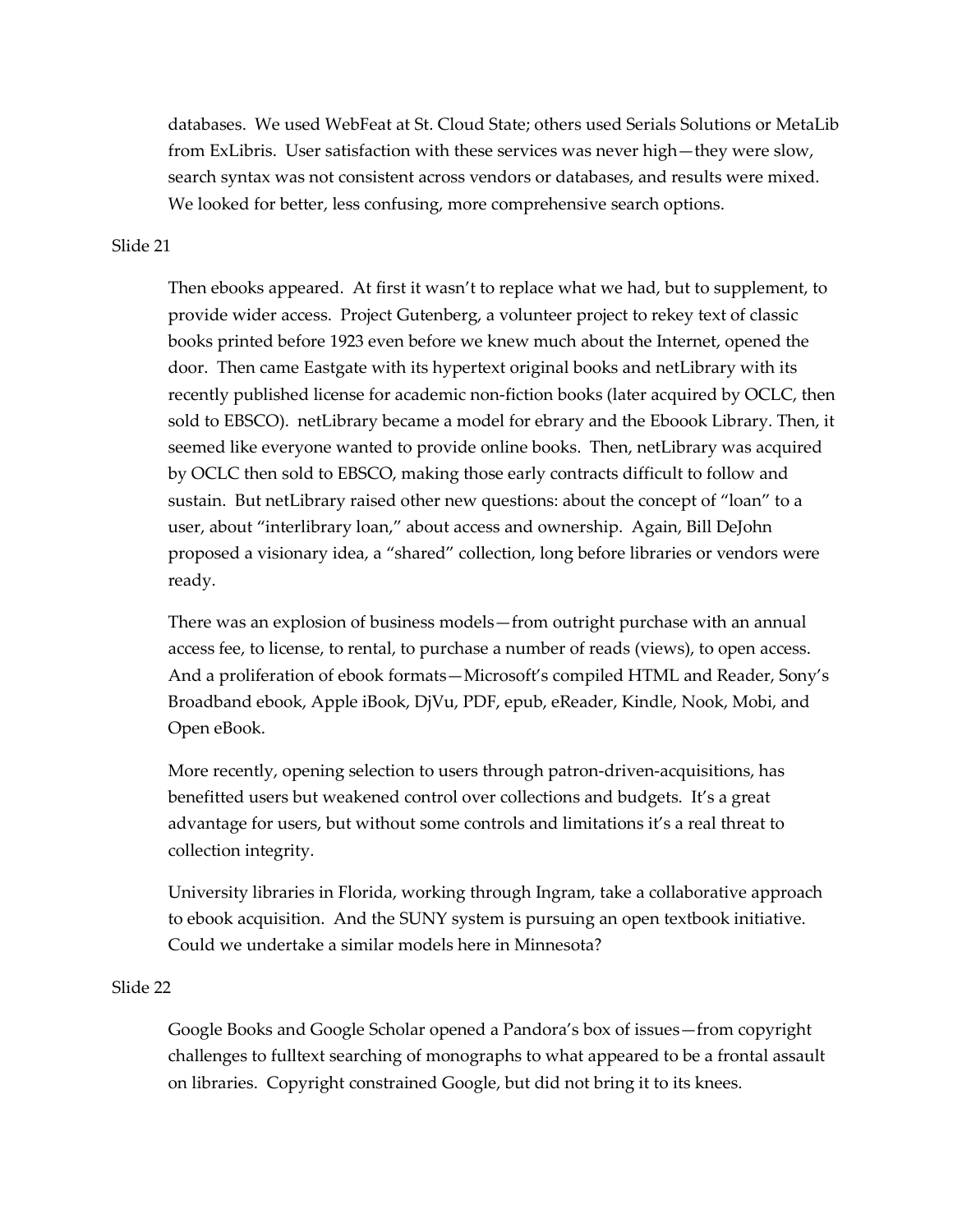databases. We used WebFeat at St. Cloud State; others used Serials Solutions or MetaLib from ExLibris. User satisfaction with these services was never high—they were slow, search syntax was not consistent across vendors or databases, and results were mixed. We looked for better, less confusing, more comprehensive search options.

Slide 21

Then ebooks appeared. At first it wasn't to replace what we had, but to supplement, to provide wider access. Project Gutenberg, a volunteer project to rekey text of classic books printed before 1923 even before we knew much about the Internet, opened the door. Then came Eastgate with its hypertext original books and netLibrary with its recently published license for academic non-fiction books (later acquired by OCLC, then sold to EBSCO). netLibrary became a model for ebrary and the Eboook Library. Then, it seemed like everyone wanted to provide online books. Then, netLibrary was acquired by OCLC then sold to EBSCO, making those early contracts difficult to follow and sustain. But netLibrary raised other new questions: about the concept of "loan" to a user, about "interlibrary loan," about access and ownership. Again, Bill DeJohn proposed a visionary idea, a "shared" collection, long before libraries or vendors were ready.

There was an explosion of business models—from outright purchase with an annual access fee, to license, to rental, to purchase a number of reads (views), to open access. And a proliferation of ebook formats—Microsoft's compiled HTML and Reader, Sony's Broadband ebook, Apple iBook, DjVu, PDF, epub, eReader, Kindle, Nook, Mobi, and Open eBook.

More recently, opening selection to users through patron-driven-acquisitions, has benefitted users but weakened control over collections and budgets. It's a great advantage for users, but without some controls and limitations it's a real threat to collection integrity.

University libraries in Florida, working through Ingram, take a collaborative approach to ebook acquisition. And the SUNY system is pursuing an open textbook initiative. Could we undertake a similar models here in Minnesota?

Slide 22

Google Books and Google Scholar opened a Pandora's box of issues—from copyright challenges to fulltext searching of monographs to what appeared to be a frontal assault on libraries. Copyright constrained Google, but did not bring it to its knees.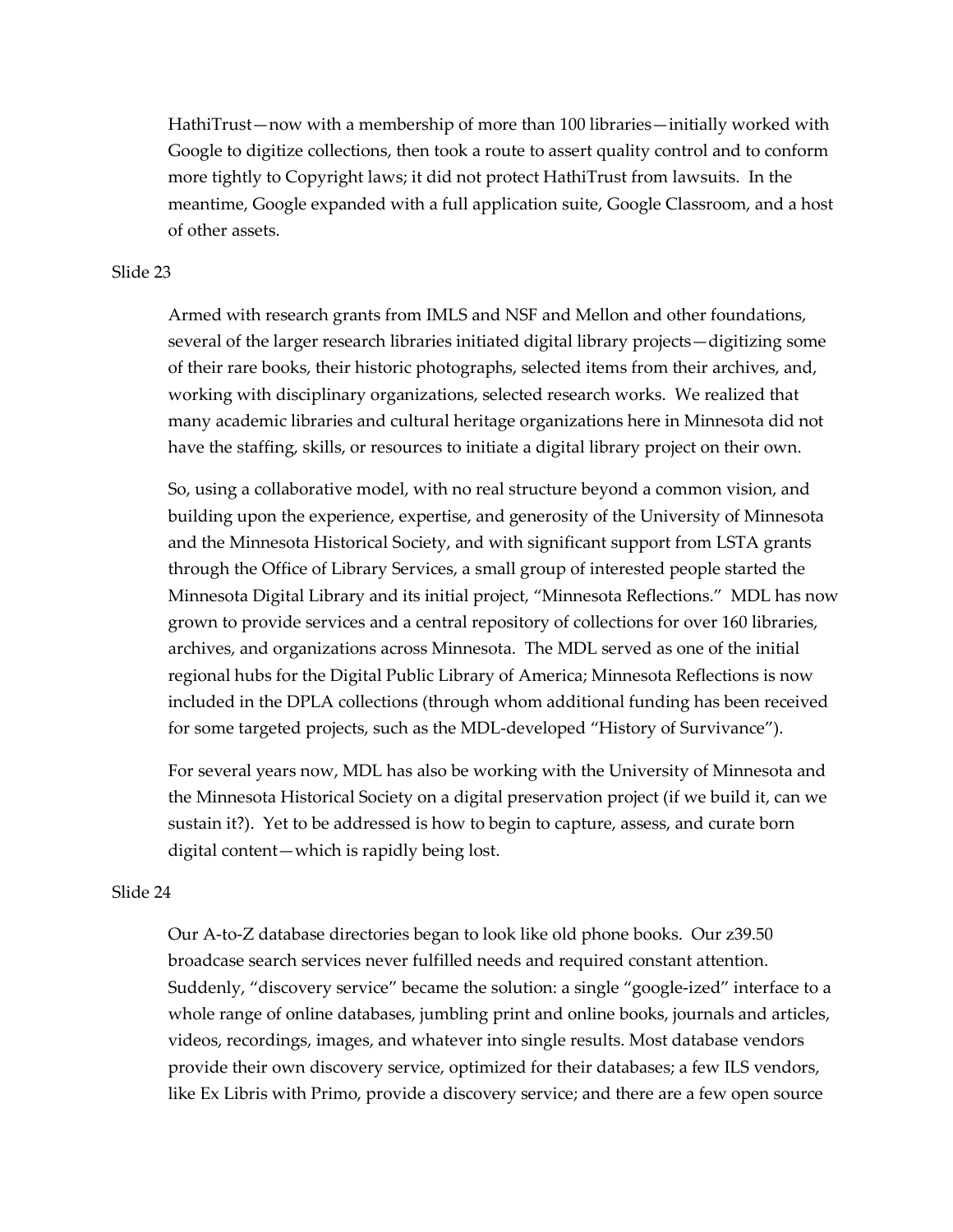HathiTrust—now with a membership of more than 100 libraries—initially worked with Google to digitize collections, then took a route to assert quality control and to conform more tightly to Copyright laws; it did not protect HathiTrust from lawsuits. In the meantime, Google expanded with a full application suite, Google Classroom, and a host of other assets.

Slide 23

Armed with research grants from IMLS and NSF and Mellon and other foundations, several of the larger research libraries initiated digital library projects—digitizing some of their rare books, their historic photographs, selected items from their archives, and, working with disciplinary organizations, selected research works. We realized that many academic libraries and cultural heritage organizations here in Minnesota did not have the staffing, skills, or resources to initiate a digital library project on their own.

So, using a collaborative model, with no real structure beyond a common vision, and building upon the experience, expertise, and generosity of the University of Minnesota and the Minnesota Historical Society, and with significant support from LSTA grants through the Office of Library Services, a small group of interested people started the Minnesota Digital Library and its initial project, "Minnesota Reflections." MDL has now grown to provide services and a central repository of collections for over 160 libraries, archives, and organizations across Minnesota. The MDL served as one of the initial regional hubs for the Digital Public Library of America; Minnesota Reflections is now included in the DPLA collections (through whom additional funding has been received for some targeted projects, such as the MDL-developed "History of Survivance").

For several years now, MDL has also be working with the University of Minnesota and the Minnesota Historical Society on a digital preservation project (if we build it, can we sustain it?). Yet to be addressed is how to begin to capture, assess, and curate born digital content—which is rapidly being lost.

Slide 24

Our A-to-Z database directories began to look like old phone books. Our z39.50 broadcase search services never fulfilled needs and required constant attention. Suddenly, "discovery service" became the solution: a single "google-ized" interface to a whole range of online databases, jumbling print and online books, journals and articles, videos, recordings, images, and whatever into single results. Most database vendors provide their own discovery service, optimized for their databases; a few ILS vendors, like Ex Libris with Primo, provide a discovery service; and there are a few open source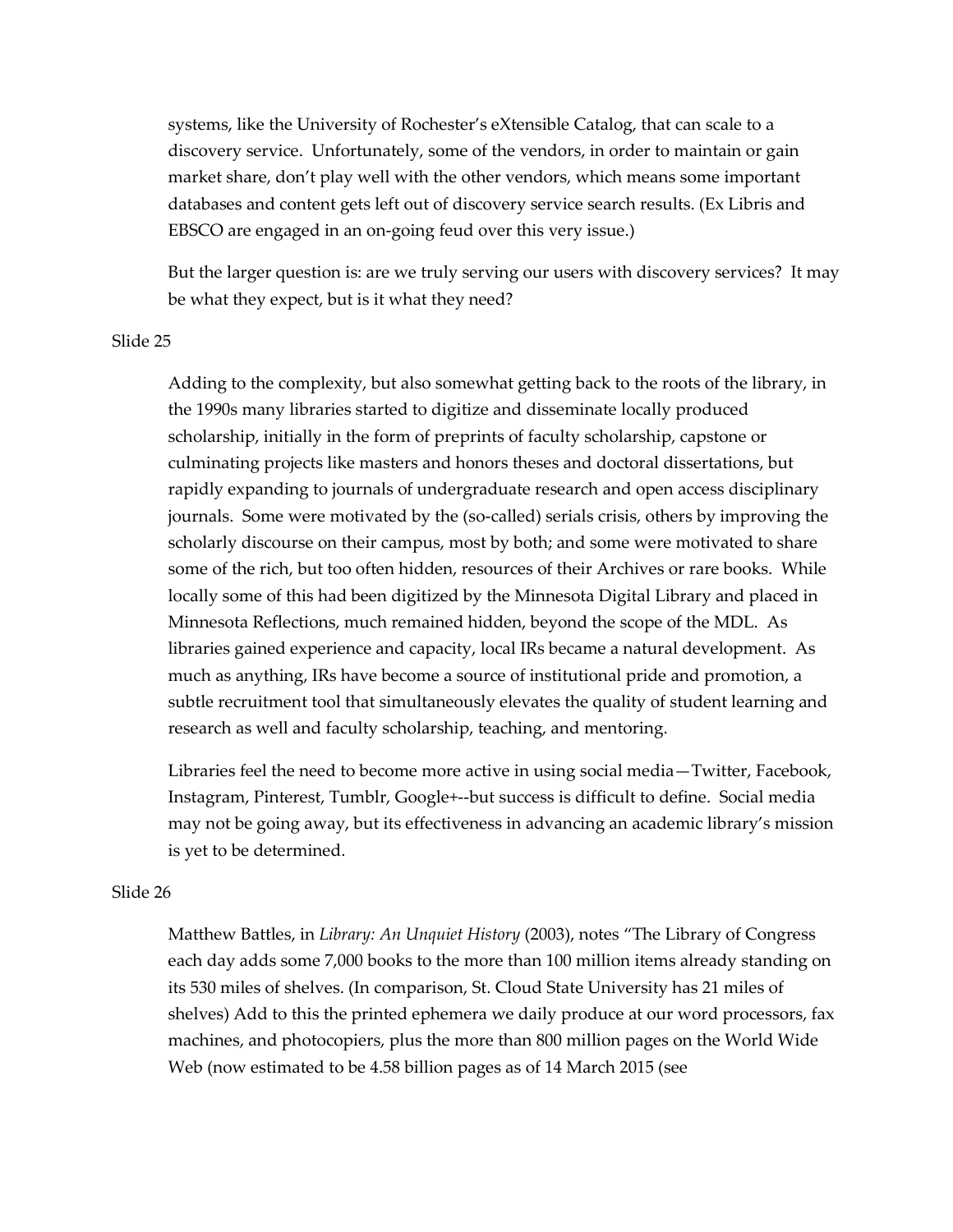systems, like the University of Rochester's eXtensible Catalog, that can scale to a discovery service. Unfortunately, some of the vendors, in order to maintain or gain market share, don't play well with the other vendors, which means some important databases and content gets left out of discovery service search results. (Ex Libris and EBSCO are engaged in an on-going feud over this very issue.)

But the larger question is: are we truly serving our users with discovery services? It may be what they expect, but is it what they need?

Slide 25

Adding to the complexity, but also somewhat getting back to the roots of the library, in the 1990s many libraries started to digitize and disseminate locally produced scholarship, initially in the form of preprints of faculty scholarship, capstone or culminating projects like masters and honors theses and doctoral dissertations, but rapidly expanding to journals of undergraduate research and open access disciplinary journals. Some were motivated by the (so-called) serials crisis, others by improving the scholarly discourse on their campus, most by both; and some were motivated to share some of the rich, but too often hidden, resources of their Archives or rare books. While locally some of this had been digitized by the Minnesota Digital Library and placed in Minnesota Reflections, much remained hidden, beyond the scope of the MDL. As libraries gained experience and capacity, local IRs became a natural development. As much as anything, IRs have become a source of institutional pride and promotion, a subtle recruitment tool that simultaneously elevates the quality of student learning and research as well and faculty scholarship, teaching, and mentoring.

Libraries feel the need to become more active in using social media—Twitter, Facebook, Instagram, Pinterest, Tumblr, Google+--but success is difficult to define. Social media may not be going away, but its effectiveness in advancing an academic library's mission is yet to be determined.

Slide 26

Matthew Battles, in *Library: An Unquiet History* (2003), notes "The Library of Congress each day adds some 7,000 books to the more than 100 million items already standing on its 530 miles of shelves. (In comparison, St. Cloud State University has 21 miles of shelves) Add to this the printed ephemera we daily produce at our word processors, fax machines, and photocopiers, plus the more than 800 million pages on the World Wide Web (now estimated to be 4.58 billion pages as of 14 March 2015 (see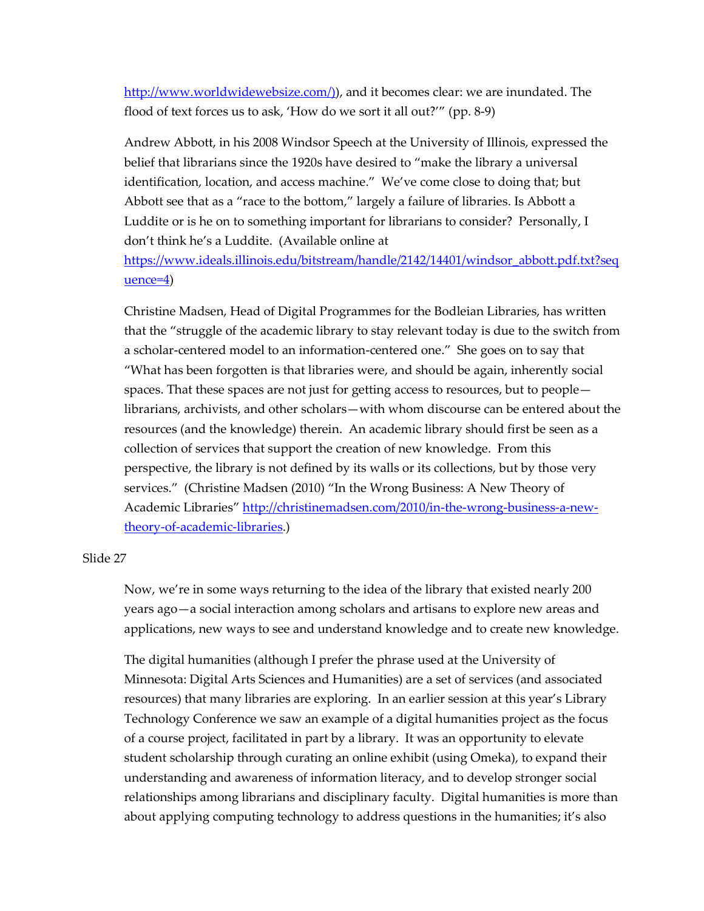http://www.worldwidewebsize.com/)), and it becomes clear: we are inundated. The flood of text forces us to ask, 'How do we sort it all out?'" (pp. 8-9)

Andrew Abbott, in his 2008 Windsor Speech at the University of Illinois, expressed the belief that librarians since the 1920s have desired to "make the library a universal identification, location, and access machine." We've come close to doing that; but Abbott see that as a "race to the bottom," largely a failure of libraries. Is Abbott a Luddite or is he on to something important for librarians to consider? Personally, I don't think he's a Luddite. (Available online at https://www.ideals.illinois.edu/bitstream/handle/2142/14401/windsor_abbott.pdf.txt?sequence=4)

Christine Madsen, Head of Digital Programmes for the Bodleian Libraries, has written that the "struggle of the academic library to stay relevant today is due to the switch from a scholar-centered model to an information-centered one." She goes on to say that "What has been forgotten is that libraries were, and should be again, inherently social spaces. That these spaces are not just for getting access to resources, but to people—librarians, archivists, and other scholars—with whom discourse can be entered about the resources (and the knowledge) therein. An academic library should first be seen as a collection of services that support the creation of new knowledge. From this perspective, the library is not defined by its walls or its collections, but by those very services." (Christine Madsen (2010) "In the Wrong Business: A New Theory of Academic Libraries" http://christinemadsen.com/2010/in-the-wrong-business-a-new-theory-of-academic-libraries.)

Slide 27

Now, we're in some ways returning to the idea of the library that existed nearly 200 years ago—a social interaction among scholars and artisans to explore new areas and applications, new ways to see and understand knowledge and to create new knowledge.

The digital humanities (although I prefer the phrase used at the University of Minnesota: Digital Arts Sciences and Humanities) are a set of services (and associated resources) that many libraries are exploring. In an earlier session at this year's Library Technology Conference we saw an example of a digital humanities project as the focus of a course project, facilitated in part by a library. It was an opportunity to elevate student scholarship through curating an online exhibit (using Omeka), to expand their understanding and awareness of information literacy, and to develop stronger social relationships among librarians and disciplinary faculty. Digital humanities is more than about applying computing technology to address questions in the humanities; it's also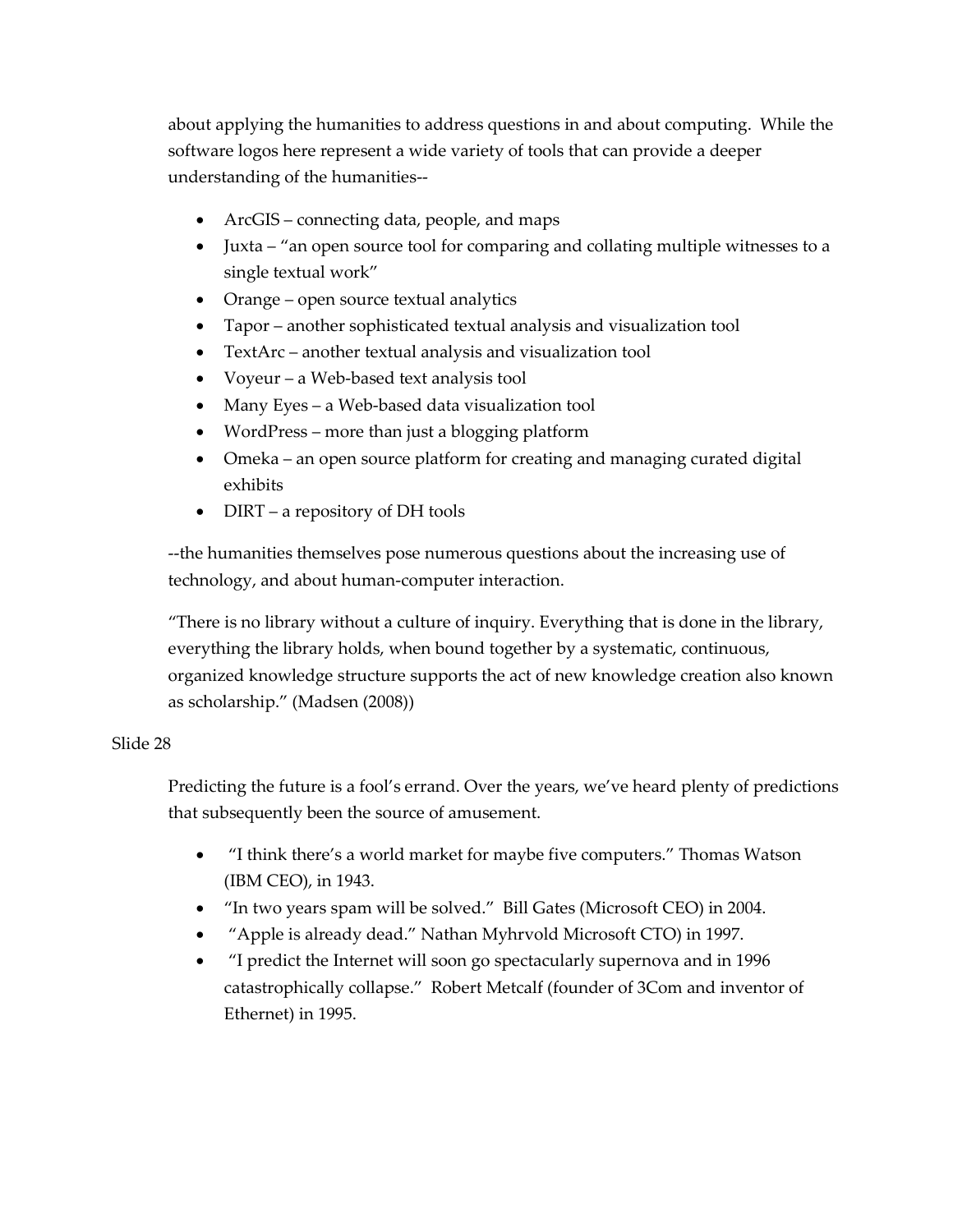about applying the humanities to address questions in and about computing. While the software logos here represent a wide variety of tools that can provide a deeper understanding of the humanities--

- ArcGIS – connecting data, people, and maps
- Juxta – "an open source tool for comparing and collating multiple witnesses to a single textual work"
- Orange – open source textual analytics
- Tapor – another sophisticated textual analysis and visualization tool
- TextArc – another textual analysis and visualization tool
- Voyeur – a Web-based text analysis tool
- Many Eyes – a Web-based data visualization tool
- WordPress – more than just a blogging platform
- Omeka – an open source platform for creating and managing curated digital exhibits
- DIRT – a repository of DH tools

--the humanities themselves pose numerous questions about the increasing use of technology, and about human-computer interaction.

"There is no library without a culture of inquiry. Everything that is done in the library, everything the library holds, when bound together by a systematic, continuous, organized knowledge structure supports the act of new knowledge creation also known as scholarship." (Madsen (2008))

Slide 28

Predicting the future is a fool's errand. Over the years, we've heard plenty of predictions that subsequently been the source of amusement.

- "I think there's a world market for maybe five computers." Thomas Watson (IBM CEO), in 1943.
- "In two years spam will be solved." Bill Gates (Microsoft CEO) in 2004.
- "Apple is already dead." Nathan Myhrvold Microsoft CTO) in 1997.
- "I predict the Internet will soon go spectacularly supernova and in 1996 catastrophically collapse." Robert Metcalf (founder of 3Com and inventor of Ethernet) in 1995.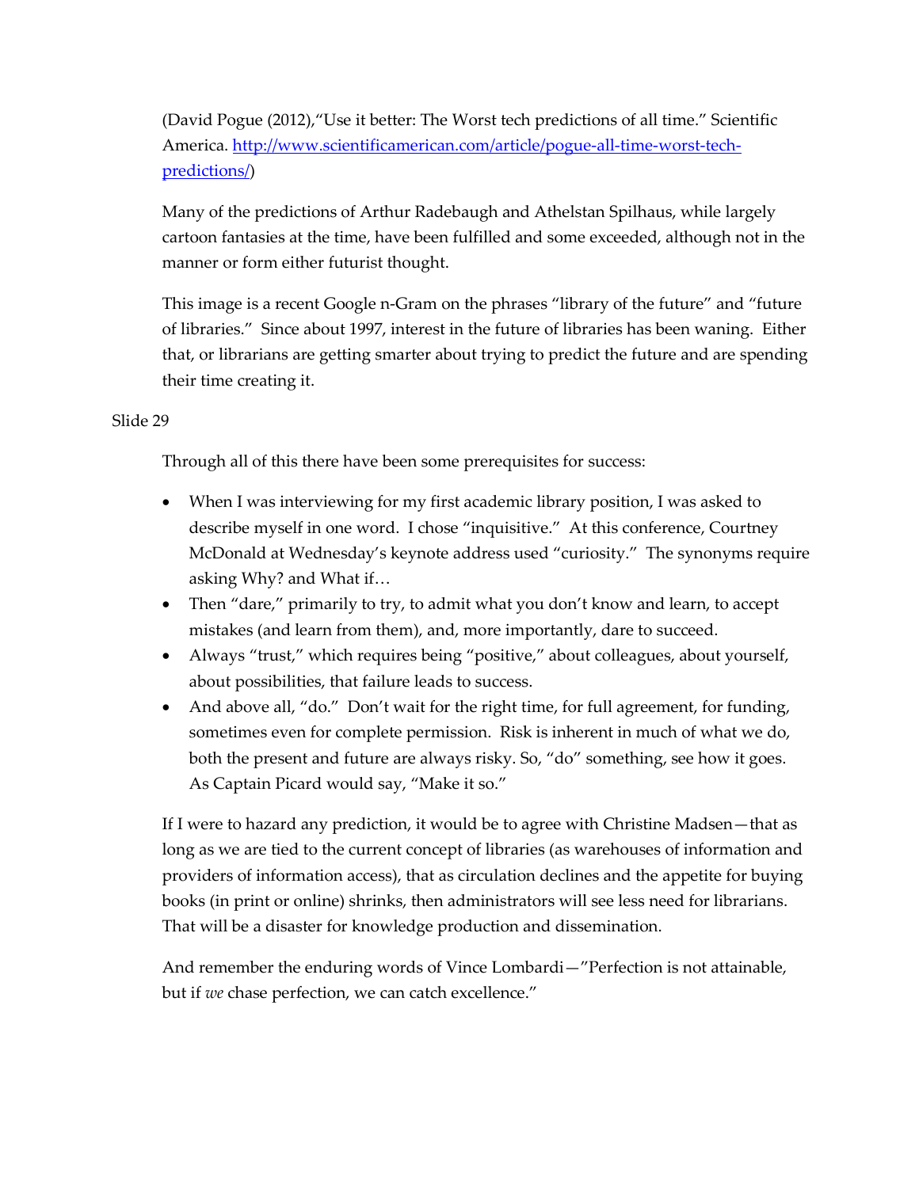(David Pogue (2012),"Use it better: The Worst tech predictions of all time." Scientific America. [http://www.scientificamerican.com/article/pogue-all-time-worst-tech-predictions/](http://www.scientificamerican.com/article/pogue-all-time-worst-tech-predictions/))

Many of the predictions of Arthur Radebaugh and Athelstan Spilhaus, while largely cartoon fantasies at the time, have been fulfilled and some exceeded, although not in the manner or form either futurist thought.

This image is a recent Google n-Gram on the phrases "library of the future" and "future of libraries." Since about 1997, interest in the future of libraries has been waning. Either that, or librarians are getting smarter about trying to predict the future and are spending their time creating it.

Slide 29

Through all of this there have been some prerequisites for success:

- When I was interviewing for my first academic library position, I was asked to describe myself in one word. I chose "inquisitive." At this conference, Courtney McDonald at Wednesday's keynote address used "curiosity." The synonyms require asking Why? and What if…
- Then "dare," primarily to try, to admit what you don't know and learn, to accept mistakes (and learn from them), and, more importantly, dare to succeed.
- Always "trust," which requires being "positive," about colleagues, about yourself, about possibilities, that failure leads to success.
- And above all, "do." Don't wait for the right time, for full agreement, for funding, sometimes even for complete permission. Risk is inherent in much of what we do, both the present and future are always risky. So, "do" something, see how it goes. As Captain Picard would say, "Make it so."

If I were to hazard any prediction, it would be to agree with Christine Madsen—that as long as we are tied to the current concept of libraries (as warehouses of information and providers of information access), that as circulation declines and the appetite for buying books (in print or online) shrinks, then administrators will see less need for librarians. That will be a disaster for knowledge production and dissemination.

And remember the enduring words of Vince Lombardi—"Perfection is not attainable, but if *we* chase perfection, we can catch excellence."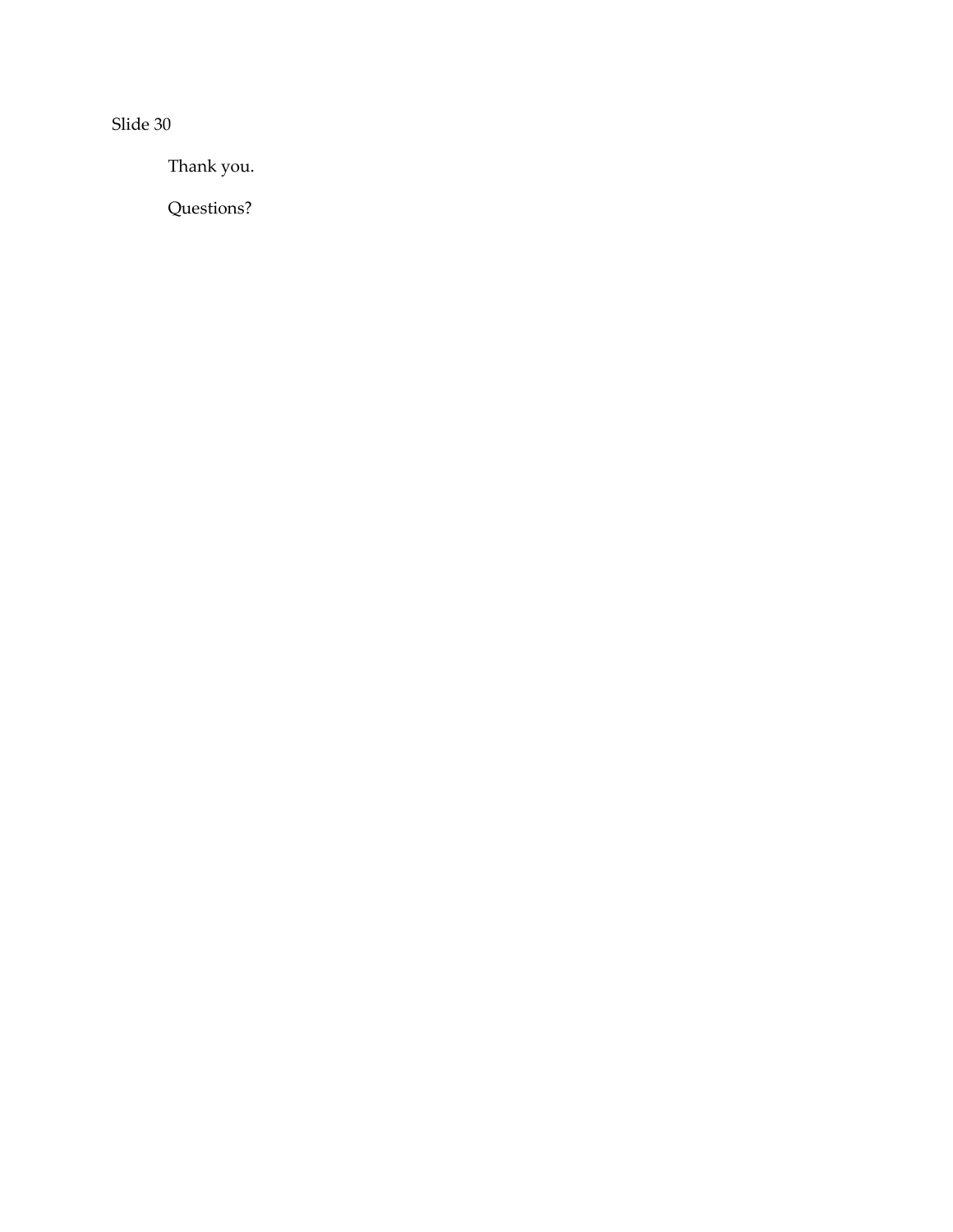Slide 30

Thank you.

Questions?